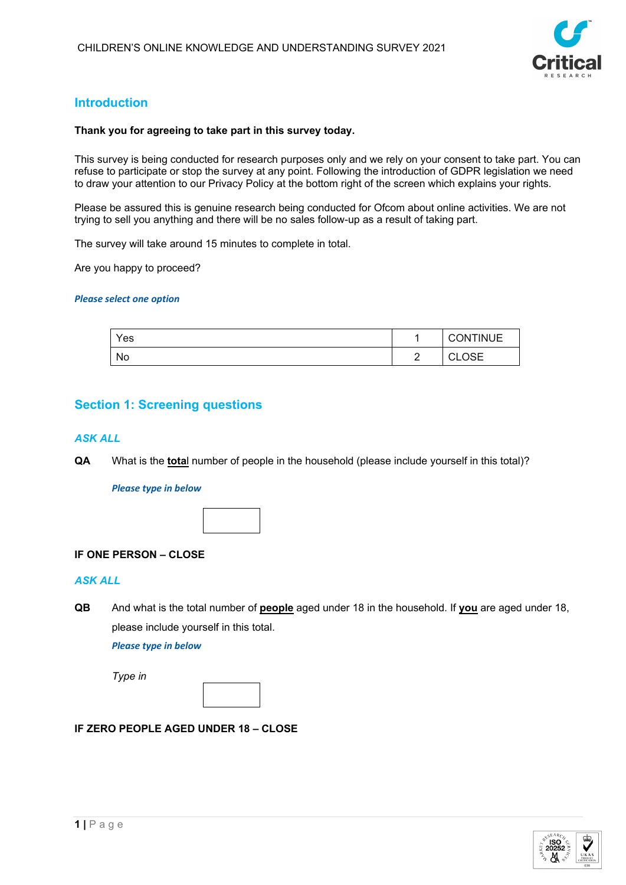CHILDREN'S ONLINE KNOWLEDGE AND UNDERSTANDING SURVEY 2021

## Introduction

**Thank you for agreeing to take part in this survey today.**

This survey is being conducted for research purposes only and we rely on your consent to take part. You can refuse to participate or stop the survey at any point. Following the introduction of GDPR legislation we need to draw your attention to our Privacy Policy at the bottom right of the screen which explains your rights.

Please be assured this is genuine research being conducted for Ofcom about online activities. We are not trying to sell you anything and there will be no sales follow-up as a result of taking part.

The survey will take around 15 minutes to complete in total.

Are you happy to proceed?

***Please select one option***

| | | |
|---|---|---|
| Yes | 1 | CONTINUE |
| No | 2 | CLOSE |

## Section 1: Screening questions

*ASK ALL*

**QA** What is the **total** number of people in the household (please include yourself in this total)?

***Please type in below***

[ ]

**IF ONE PERSON – CLOSE**

*ASK ALL*

**QB** And what is the total number of **people** aged under 18 in the household. If **you** are aged under 18, please include yourself in this total.

***Please type in below***

*Type in* [ ]

**IF ZERO PEOPLE AGED UNDER 18 – CLOSE**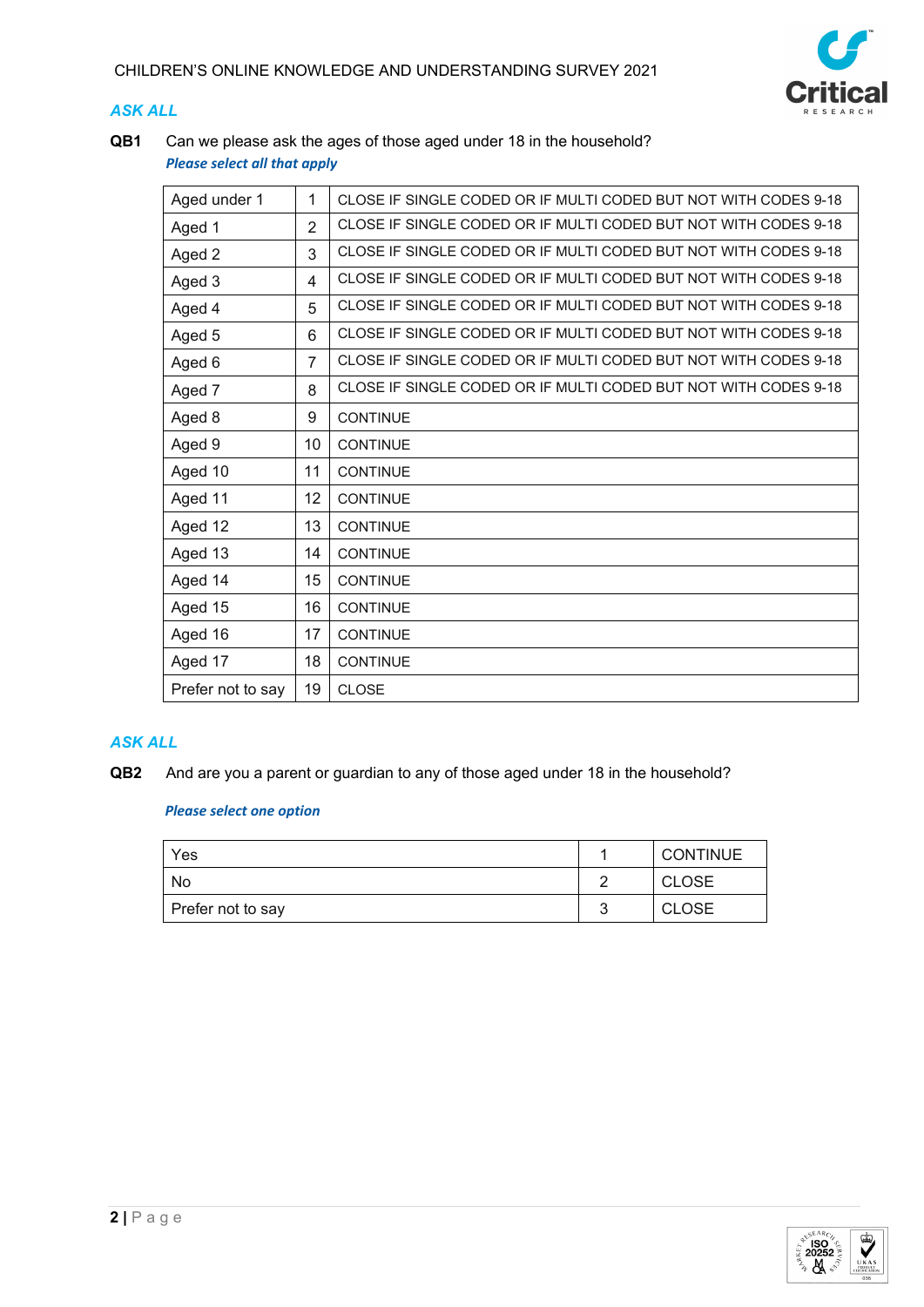*ASK ALL*

**QB1** Can we please ask the ages of those aged under 18 in the household?

***Please select all that apply***

| | | |
|---|---|---|
| Aged under 1 | 1 | CLOSE IF SINGLE CODED OR IF MULTI CODED BUT NOT WITH CODES 9-18 |
| Aged 1 | 2 | CLOSE IF SINGLE CODED OR IF MULTI CODED BUT NOT WITH CODES 9-18 |
| Aged 2 | 3 | CLOSE IF SINGLE CODED OR IF MULTI CODED BUT NOT WITH CODES 9-18 |
| Aged 3 | 4 | CLOSE IF SINGLE CODED OR IF MULTI CODED BUT NOT WITH CODES 9-18 |
| Aged 4 | 5 | CLOSE IF SINGLE CODED OR IF MULTI CODED BUT NOT WITH CODES 9-18 |
| Aged 5 | 6 | CLOSE IF SINGLE CODED OR IF MULTI CODED BUT NOT WITH CODES 9-18 |
| Aged 6 | 7 | CLOSE IF SINGLE CODED OR IF MULTI CODED BUT NOT WITH CODES 9-18 |
| Aged 7 | 8 | CLOSE IF SINGLE CODED OR IF MULTI CODED BUT NOT WITH CODES 9-18 |
| Aged 8 | 9 | CONTINUE |
| Aged 9 | 10 | CONTINUE |
| Aged 10 | 11 | CONTINUE |
| Aged 11 | 12 | CONTINUE |
| Aged 12 | 13 | CONTINUE |
| Aged 13 | 14 | CONTINUE |
| Aged 14 | 15 | CONTINUE |
| Aged 15 | 16 | CONTINUE |
| Aged 16 | 17 | CONTINUE |
| Aged 17 | 18 | CONTINUE |
| Prefer not to say | 19 | CLOSE |

*ASK ALL*

**QB2** And are you a parent or guardian to any of those aged under 18 in the household?

***Please select one option***

| | | |
|---|---|---|
| Yes | 1 | CONTINUE |
| No | 2 | CLOSE |
| Prefer not to say | 3 | CLOSE |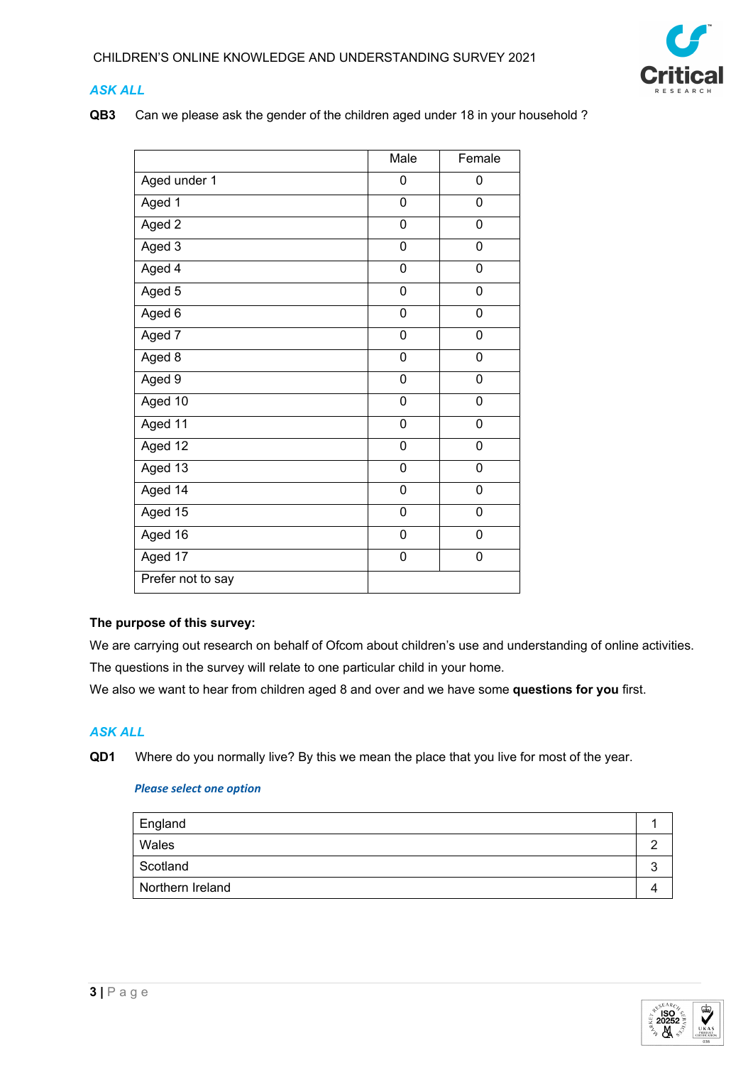*ASK ALL*

**QB3** Can we please ask the gender of the children aged under 18 in your household ?

| | Male | Female |
|---|---|---|
| Aged under 1 | 0 | 0 |
| Aged 1 | 0 | 0 |
| Aged 2 | 0 | 0 |
| Aged 3 | 0 | 0 |
| Aged 4 | 0 | 0 |
| Aged 5 | 0 | 0 |
| Aged 6 | 0 | 0 |
| Aged 7 | 0 | 0 |
| Aged 8 | 0 | 0 |
| Aged 9 | 0 | 0 |
| Aged 10 | 0 | 0 |
| Aged 11 | 0 | 0 |
| Aged 12 | 0 | 0 |
| Aged 13 | 0 | 0 |
| Aged 14 | 0 | 0 |
| Aged 15 | 0 | 0 |
| Aged 16 | 0 | 0 |
| Aged 17 | 0 | 0 |
| Prefer not to say | | |

**The purpose of this survey:**

We are carrying out research on behalf of Ofcom about children's use and understanding of online activities.

The questions in the survey will relate to one particular child in your home.

We also we want to hear from children aged 8 and over and we have some **questions for you** first.

*ASK ALL*

**QD1** Where do you normally live? By this we mean the place that you live for most of the year.

*Please select one option*

| | |
|---|---|
| England | 1 |
| Wales | 2 |
| Scotland | 3 |
| Northern Ireland | 4 |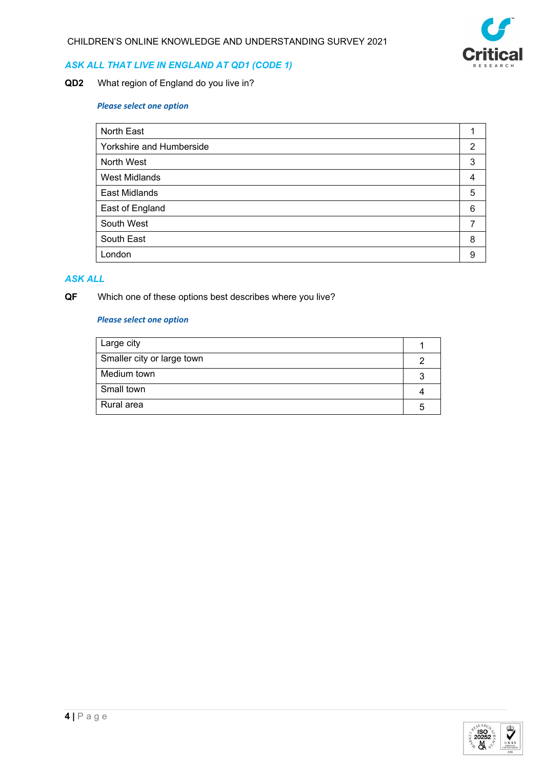*ASK ALL THAT LIVE IN ENGLAND AT QD1 (CODE 1)*

**QD2** What region of England do you live in?

*Please select one option*

| | |
|---|---|
| North East | 1 |
| Yorkshire and Humberside | 2 |
| North West | 3 |
| West Midlands | 4 |
| East Midlands | 5 |
| East of England | 6 |
| South West | 7 |
| South East | 8 |
| London | 9 |

*ASK ALL*

**QF** Which one of these options best describes where you live?

*Please select one option*

| | |
|---|---|
| Large city | 1 |
| Smaller city or large town | 2 |
| Medium town | 3 |
| Small town | 4 |
| Rural area | 5 |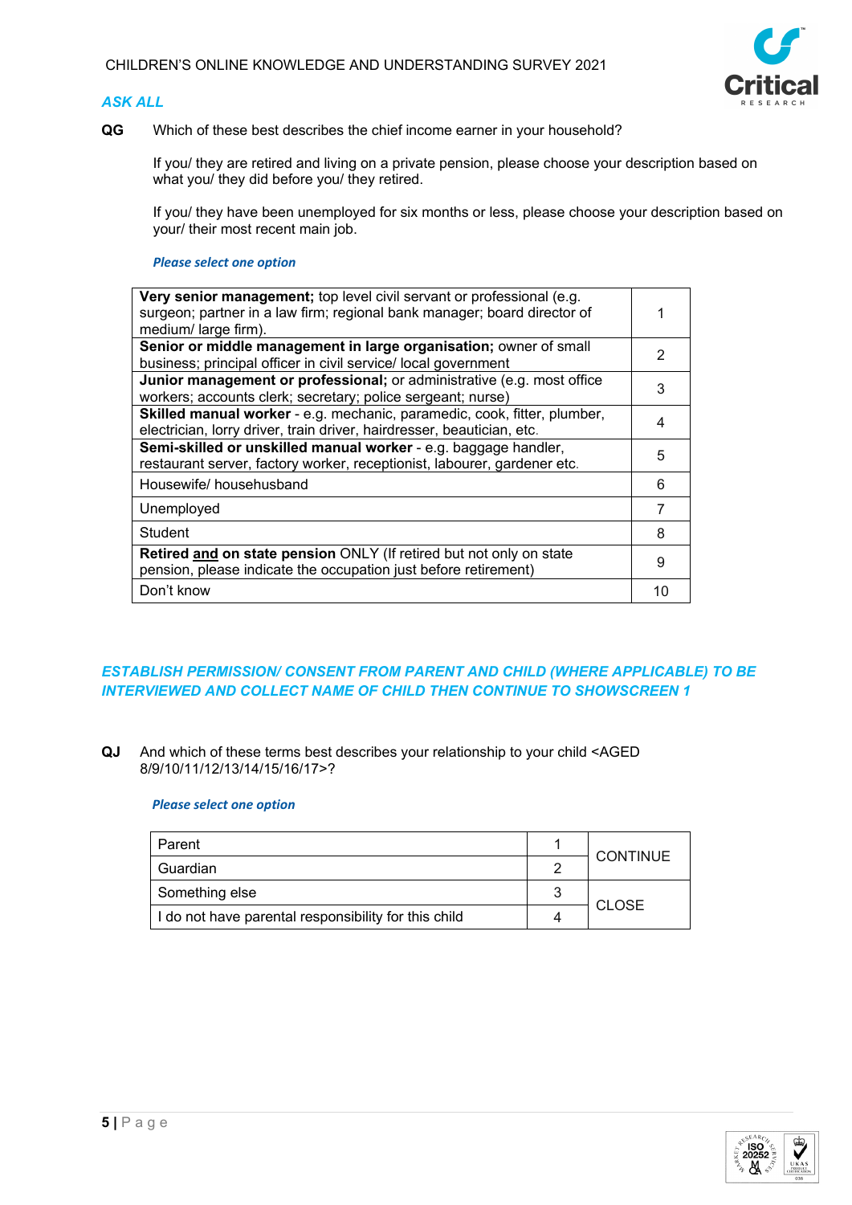*ASK ALL*

**QG** Which of these best describes the chief income earner in your household?

If you/ they are retired and living on a private pension, please choose your description based on what you/ they did before you/ they retired.

If you/ they have been unemployed for six months or less, please choose your description based on your/ their most recent main job.

***Please select one option***

| | |
|---|---|
| **Very senior management;** top level civil servant or professional (e.g. surgeon; partner in a law firm; regional bank manager; board director of medium/ large firm). | 1 |
| **Senior or middle management in large organisation;** owner of small business; principal officer in civil service/ local government | 2 |
| **Junior management or professional;** or administrative (e.g. most office workers; accounts clerk; secretary; police sergeant; nurse) | 3 |
| **Skilled manual worker** - e.g. mechanic, paramedic, cook, fitter, plumber, electrician, lorry driver, train driver, hairdresser, beautician, etc. | 4 |
| **Semi-skilled or unskilled manual worker** - e.g. baggage handler, restaurant server, factory worker, receptionist, labourer, gardener etc. | 5 |
| Housewife/ househusband | 6 |
| Unemployed | 7 |
| Student | 8 |
| **Retired and on state pension** ONLY (If retired but not only on state pension, please indicate the occupation just before retirement) | 9 |
| Don't know | 10 |

*ESTABLISH PERMISSION/ CONSENT FROM PARENT AND CHILD (WHERE APPLICABLE) TO BE INTERVIEWED AND COLLECT NAME OF CHILD THEN CONTINUE TO SHOWSCREEN 1*

**QJ** And which of these terms best describes your relationship to your child <AGED 8/9/10/11/12/13/14/15/16/17>?

***Please select one option***

| | | |
|---|---|---|
| Parent | 1 | CONTINUE |
| Guardian | 2 | |
| Something else | 3 | CLOSE |
| I do not have parental responsibility for this child | 4 | |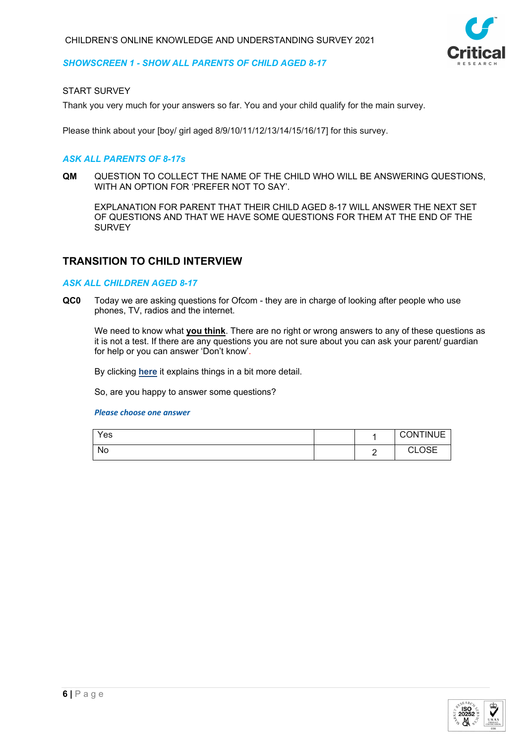*SHOWSCREEN 1 - SHOW ALL PARENTS OF CHILD AGED 8-17*

START SURVEY

Thank you very much for your answers so far. You and your child qualify for the main survey.

Please think about your [boy/ girl aged 8/9/10/11/12/13/14/15/16/17] for this survey.

*ASK ALL PARENTS OF 8-17s*

**QM** QUESTION TO COLLECT THE NAME OF THE CHILD WHO WILL BE ANSWERING QUESTIONS, WITH AN OPTION FOR 'PREFER NOT TO SAY'.

EXPLANATION FOR PARENT THAT THEIR CHILD AGED 8-17 WILL ANSWER THE NEXT SET OF QUESTIONS AND THAT WE HAVE SOME QUESTIONS FOR THEM AT THE END OF THE SURVEY

## TRANSITION TO CHILD INTERVIEW

*ASK ALL CHILDREN AGED 8-17*

**QC0** Today we are asking questions for Ofcom - they are in charge of looking after people who use phones, TV, radios and the internet.

We need to know what **you think**. There are no right or wrong answers to any of these questions as it is not a test. If there are any questions you are not sure about you can ask your parent/ guardian for help or you can answer 'Don't know'.

By clicking **here** it explains things in a bit more detail.

So, are you happy to answer some questions?

***Please choose one answer***

| | | | |
|---|---|---|---|
| Yes | | 1 | CONTINUE |
| No | | 2 | CLOSE |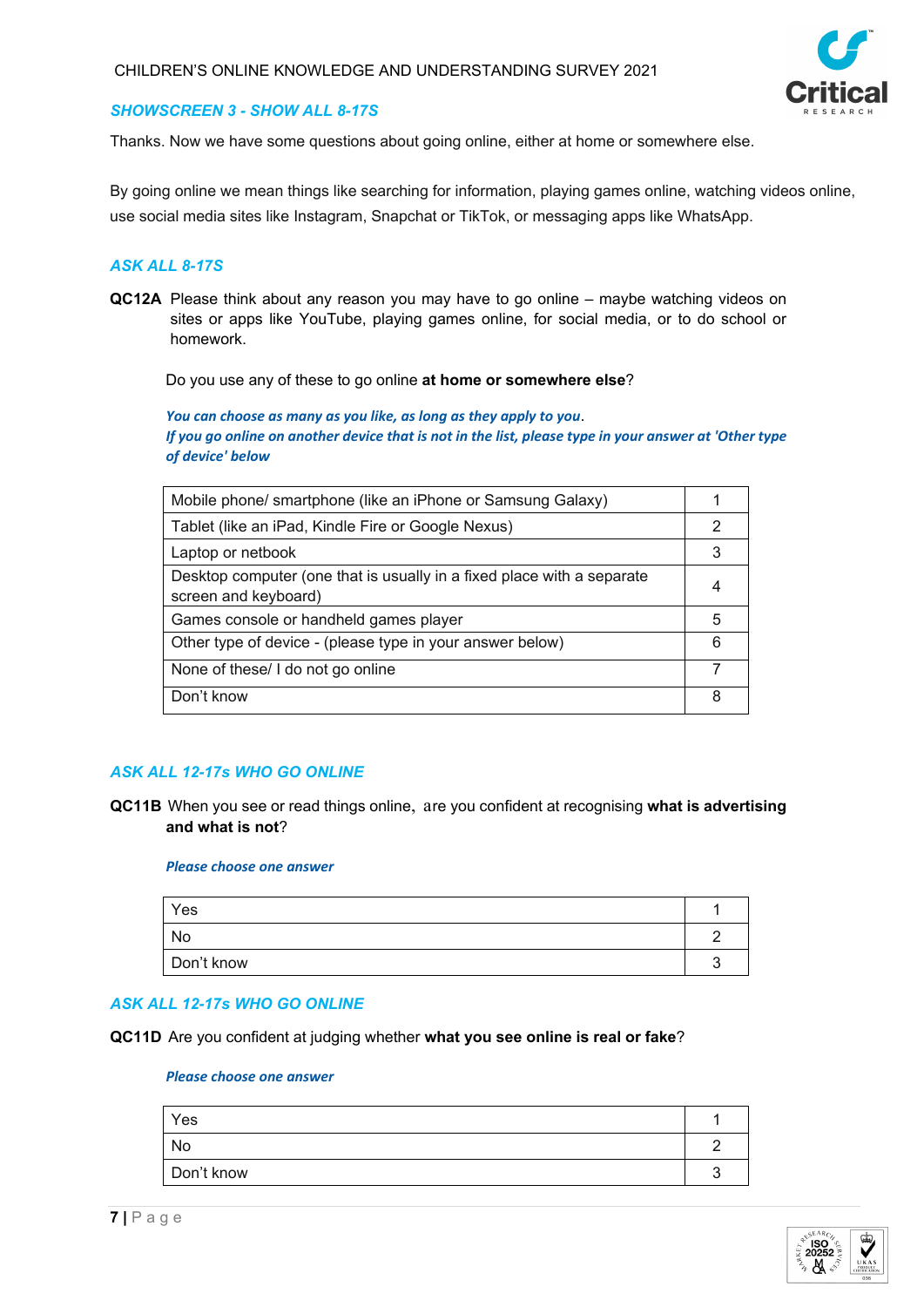***SHOWSCREEN 3 - SHOW ALL 8-17S***

Thanks. Now we have some questions about going online, either at home or somewhere else.

By going online we mean things like searching for information, playing games online, watching videos online, use social media sites like Instagram, Snapchat or TikTok, or messaging apps like WhatsApp.

***ASK ALL 8-17S***

**QC12A** Please think about any reason you may have to go online – maybe watching videos on sites or apps like YouTube, playing games online, for social media, or to do school or homework.

Do you use any of these to go online **at home or somewhere else**?

***You can choose as many as you like, as long as they apply to you.***
***If you go online on another device that is not in the list, please type in your answer at 'Other type of device' below***

| | |
|---|---|
| Mobile phone/ smartphone (like an iPhone or Samsung Galaxy) | 1 |
| Tablet (like an iPad, Kindle Fire or Google Nexus) | 2 |
| Laptop or netbook | 3 |
| Desktop computer (one that is usually in a fixed place with a separate screen and keyboard) | 4 |
| Games console or handheld games player | 5 |
| Other type of device - (please type in your answer below) | 6 |
| None of these/ I do not go online | 7 |
| Don't know | 8 |

***ASK ALL 12-17s WHO GO ONLINE***

**QC11B** When you see or read things online, are you confident at recognising **what is advertising and what is not**?

***Please choose one answer***

| | |
|---|---|
| Yes | 1 |
| No | 2 |
| Don't know | 3 |

***ASK ALL 12-17s WHO GO ONLINE***

**QC11D** Are you confident at judging whether **what you see online is real or fake**?

***Please choose one answer***

| | |
|---|---|
| Yes | 1 |
| No | 2 |
| Don't know | 3 |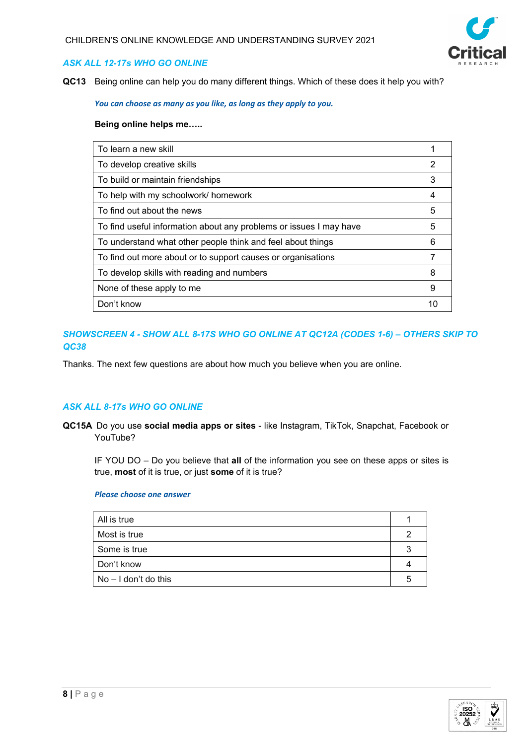*ASK ALL 12-17s WHO GO ONLINE*

**QC13** Being online can help you do many different things. Which of these does it help you with?

*You can choose as many as you like, as long as they apply to you.*

**Being online helps me…..**

| | |
|---|---|
| To learn a new skill | 1 |
| To develop creative skills | 2 |
| To build or maintain friendships | 3 |
| To help with my schoolwork/ homework | 4 |
| To find out about the news | 5 |
| To find useful information about any problems or issues I may have | 5 |
| To understand what other people think and feel about things | 6 |
| To find out more about or to support causes or organisations | 7 |
| To develop skills with reading and numbers | 8 |
| None of these apply to me | 9 |
| Don't know | 10 |

*SHOWSCREEN 4 - SHOW ALL 8-17S WHO GO ONLINE AT QC12A (CODES 1-6) – OTHERS SKIP TO QC38*

Thanks. The next few questions are about how much you believe when you are online.

*ASK ALL 8-17s WHO GO ONLINE*

**QC15A** Do you use **social media apps or sites** - like Instagram, TikTok, Snapchat, Facebook or YouTube?

IF YOU DO – Do you believe that **all** of the information you see on these apps or sites is true, **most** of it is true, or just **some** of it is true?

*Please choose one answer*

| | |
|---|---|
| All is true | 1 |
| Most is true | 2 |
| Some is true | 3 |
| Don't know | 4 |
| No – I don't do this | 5 |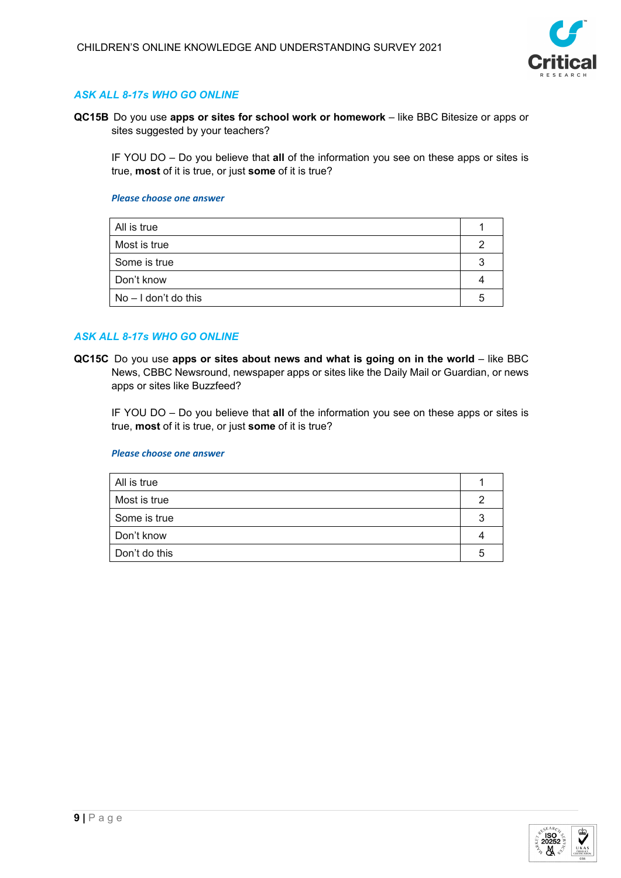*ASK ALL 8-17s WHO GO ONLINE*

**QC15B** Do you use **apps or sites for school work or homework** – like BBC Bitesize or apps or sites suggested by your teachers?

IF YOU DO – Do you believe that **all** of the information you see on these apps or sites is true, **most** of it is true, or just **some** of it is true?

*Please choose one answer*

| | |
|---|---|
| All is true | 1 |
| Most is true | 2 |
| Some is true | 3 |
| Don't know | 4 |
| No – I don't do this | 5 |

*ASK ALL 8-17s WHO GO ONLINE*

**QC15C** Do you use **apps or sites about news and what is going on in the world** – like BBC News, CBBC Newsround, newspaper apps or sites like the Daily Mail or Guardian, or news apps or sites like Buzzfeed?

IF YOU DO – Do you believe that **all** of the information you see on these apps or sites is true, **most** of it is true, or just **some** of it is true?

*Please choose one answer*

| | |
|---|---|
| All is true | 1 |
| Most is true | 2 |
| Some is true | 3 |
| Don't know | 4 |
| Don't do this | 5 |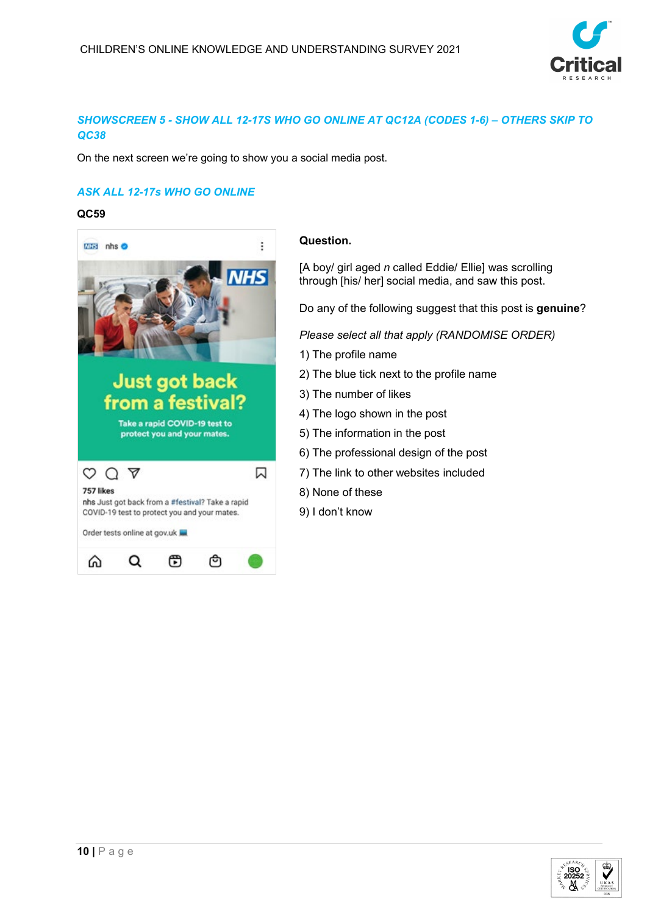*SHOWSCREEN 5 - SHOW ALL 12-17S WHO GO ONLINE AT QC12A (CODES 1-6) – OTHERS SKIP TO QC38*

On the next screen we're going to show you a social media post.

*ASK ALL 12-17s WHO GO ONLINE*

**QC59**

**Question.**

[A boy/ girl aged *n* called Eddie/ Ellie] was scrolling through [his/ her] social media, and saw this post.

Do any of the following suggest that this post is **genuine**?

*Please select all that apply (RANDOMISE ORDER)*

1) The profile name
2) The blue tick next to the profile name
3) The number of likes
4) The logo shown in the post
5) The information in the post
6) The professional design of the post
7) The link to other websites included
8) None of these
9) I don't know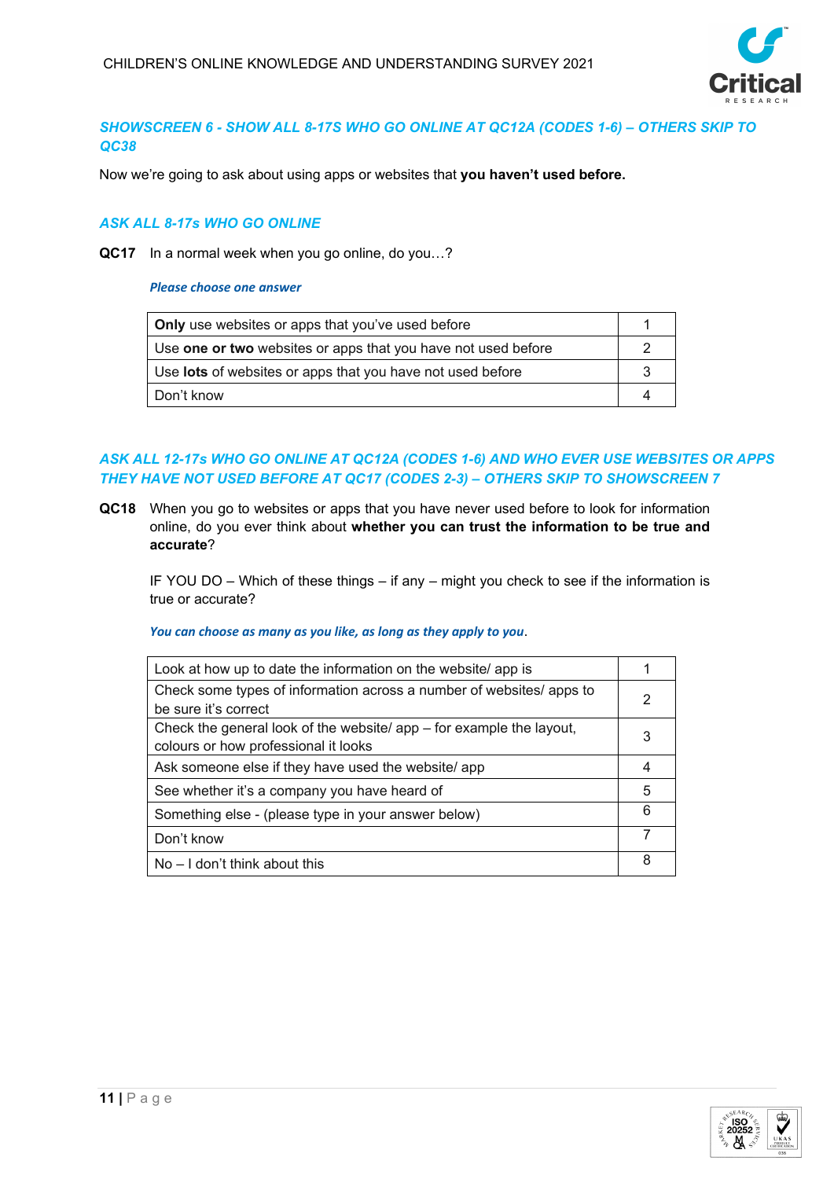***SHOWSCREEN 6 - SHOW ALL 8-17S WHO GO ONLINE AT QC12A (CODES 1-6) – OTHERS SKIP TO QC38***

Now we're going to ask about using apps or websites that **you haven't used before.**

***ASK ALL 8-17s WHO GO ONLINE***

**QC17** In a normal week when you go online, do you…?

*Please choose one answer*

| | |
|---|---|
| **Only** use websites or apps that you've used before | 1 |
| Use **one or two** websites or apps that you have not used before | 2 |
| Use **lots** of websites or apps that you have not used before | 3 |
| Don't know | 4 |

***ASK ALL 12-17s WHO GO ONLINE AT QC12A (CODES 1-6) AND WHO EVER USE WEBSITES OR APPS THEY HAVE NOT USED BEFORE AT QC17 (CODES 2-3) – OTHERS SKIP TO SHOWSCREEN 7***

**QC18** When you go to websites or apps that you have never used before to look for information online, do you ever think about **whether you can trust the information to be true and accurate**?

IF YOU DO – Which of these things – if any – might you check to see if the information is true or accurate?

*You can choose as many as you like, as long as they apply to you*.

| | |
|---|---|
| Look at how up to date the information on the website/ app is | 1 |
| Check some types of information across a number of websites/ apps to be sure it's correct | 2 |
| Check the general look of the website/ app – for example the layout, colours or how professional it looks | 3 |
| Ask someone else if they have used the website/ app | 4 |
| See whether it's a company you have heard of | 5 |
| Something else - (please type in your answer below) | 6 |
| Don't know | 7 |
| No – I don't think about this | 8 |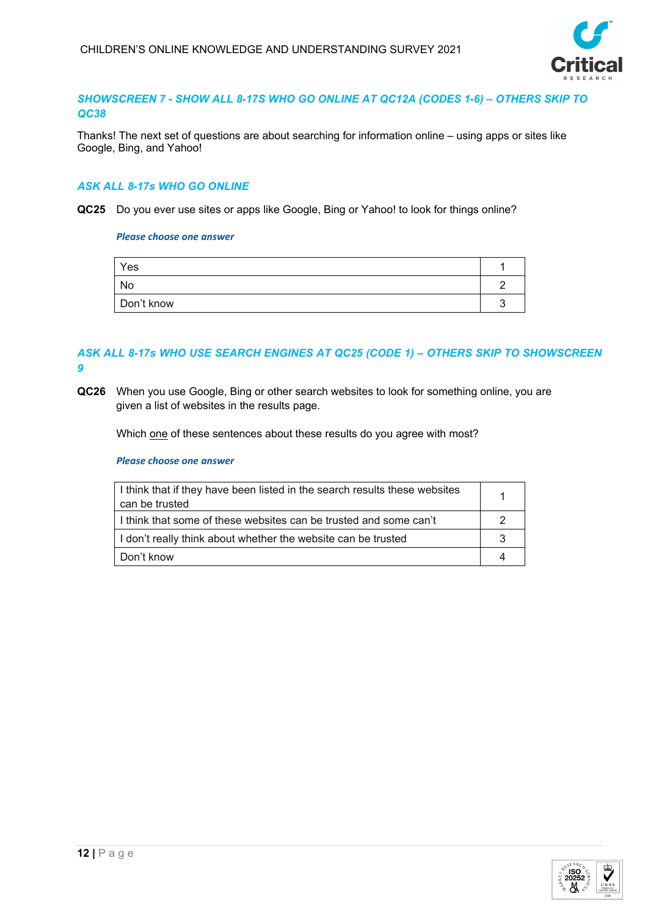***SHOWSCREEN 7 - SHOW ALL 8-17S WHO GO ONLINE AT QC12A (CODES 1-6) – OTHERS SKIP TO QC38***

Thanks! The next set of questions are about searching for information online – using apps or sites like Google, Bing, and Yahoo!

***ASK ALL 8-17s WHO GO ONLINE***

**QC25** Do you ever use sites or apps like Google, Bing or Yahoo! to look for things online?

***Please choose one answer***

| | |
|---|---|
| Yes | 1 |
| No | 2 |
| Don't know | 3 |

***ASK ALL 8-17s WHO USE SEARCH ENGINES AT QC25 (CODE 1) – OTHERS SKIP TO SHOWSCREEN 9***

**QC26** When you use Google, Bing or other search websites to look for something online, you are given a list of websites in the results page.

Which one of these sentences about these results do you agree with most?

***Please choose one answer***

| | |
|---|---|
| I think that if they have been listed in the search results these websites can be trusted | 1 |
| I think that some of these websites can be trusted and some can't | 2 |
| I don't really think about whether the website can be trusted | 3 |
| Don't know | 4 |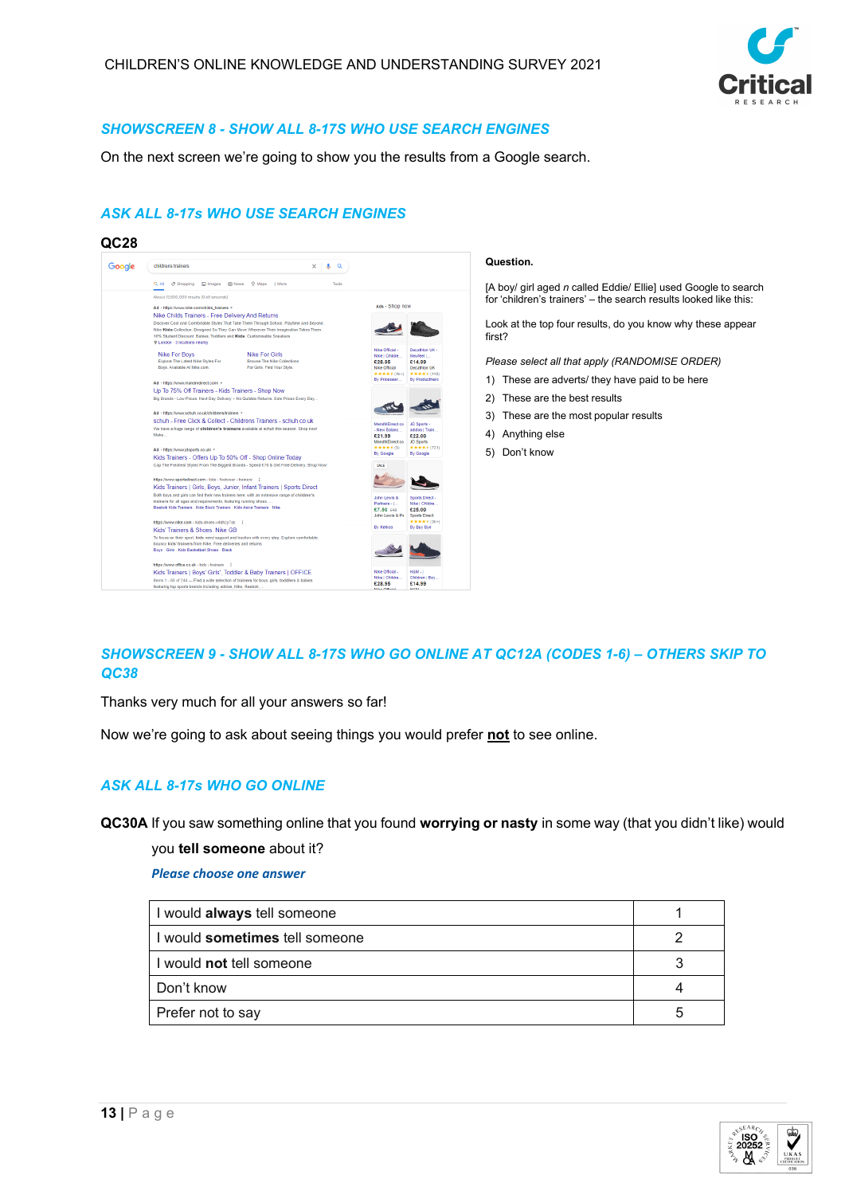## SHOWSCREEN 8 - SHOW ALL 8-17S WHO USE SEARCH ENGINES

On the next screen we're going to show you the results from a Google search.

## ASK ALL 8-17s WHO USE SEARCH ENGINES

**QC28**

**Question.**

[A boy/ girl aged *n* called Eddie/ Ellie] used Google to search for 'children's trainers' – the search results looked like this:

Look at the top four results, do you know why these appear first?

*Please select all that apply (RANDOMISE ORDER)*

1) These are adverts/ they have paid to be here
2) These are the best results
3) These are the most popular results
4) Anything else
5) Don't know

## SHOWSCREEN 9 - SHOW ALL 8-17S WHO GO ONLINE AT QC12A (CODES 1-6) – OTHERS SKIP TO QC38

Thanks very much for all your answers so far!

Now we're going to ask about seeing things you would prefer **not** to see online.

## ASK ALL 8-17s WHO GO ONLINE

**QC30A** If you saw something online that you found **worrying or nasty** in some way (that you didn't like) would you **tell someone** about it?

*Please choose one answer*

| | |
|---|---|
| I would **always** tell someone | 1 |
| I would **sometimes** tell someone | 2 |
| I would **not** tell someone | 3 |
| Don't know | 4 |
| Prefer not to say | 5 |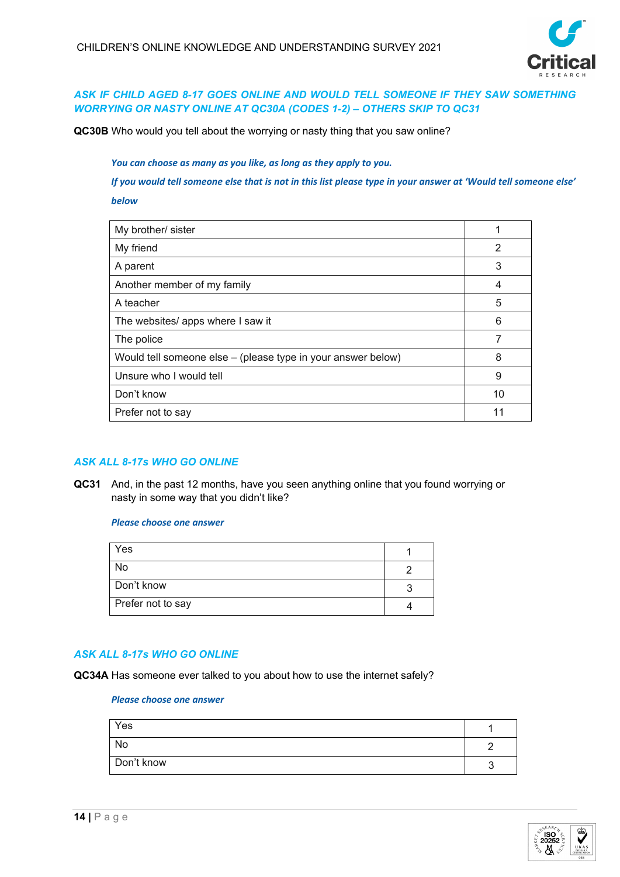***ASK IF CHILD AGED 8-17 GOES ONLINE AND WOULD TELL SOMEONE IF THEY SAW SOMETHING WORRYING OR NASTY ONLINE AT QC30A (CODES 1-2) – OTHERS SKIP TO QC31***

**QC30B** Who would you tell about the worrying or nasty thing that you saw online?

***You can choose as many as you like, as long as they apply to you.***

***If you would tell someone else that is not in this list please type in your answer at 'Would tell someone else' below***

| | |
|---|---|
| My brother/ sister | 1 |
| My friend | 2 |
| A parent | 3 |
| Another member of my family | 4 |
| A teacher | 5 |
| The websites/ apps where I saw it | 6 |
| The police | 7 |
| Would tell someone else – (please type in your answer below) | 8 |
| Unsure who I would tell | 9 |
| Don't know | 10 |
| Prefer not to say | 11 |

***ASK ALL 8-17s WHO GO ONLINE***

**QC31** And, in the past 12 months, have you seen anything online that you found worrying or nasty in some way that you didn't like?

***Please choose one answer***

| | |
|---|---|
| Yes | 1 |
| No | 2 |
| Don't know | 3 |
| Prefer not to say | 4 |

***ASK ALL 8-17s WHO GO ONLINE***

**QC34A** Has someone ever talked to you about how to use the internet safely?

***Please choose one answer***

| | |
|---|---|
| Yes | 1 |
| No | 2 |
| Don't know | 3 |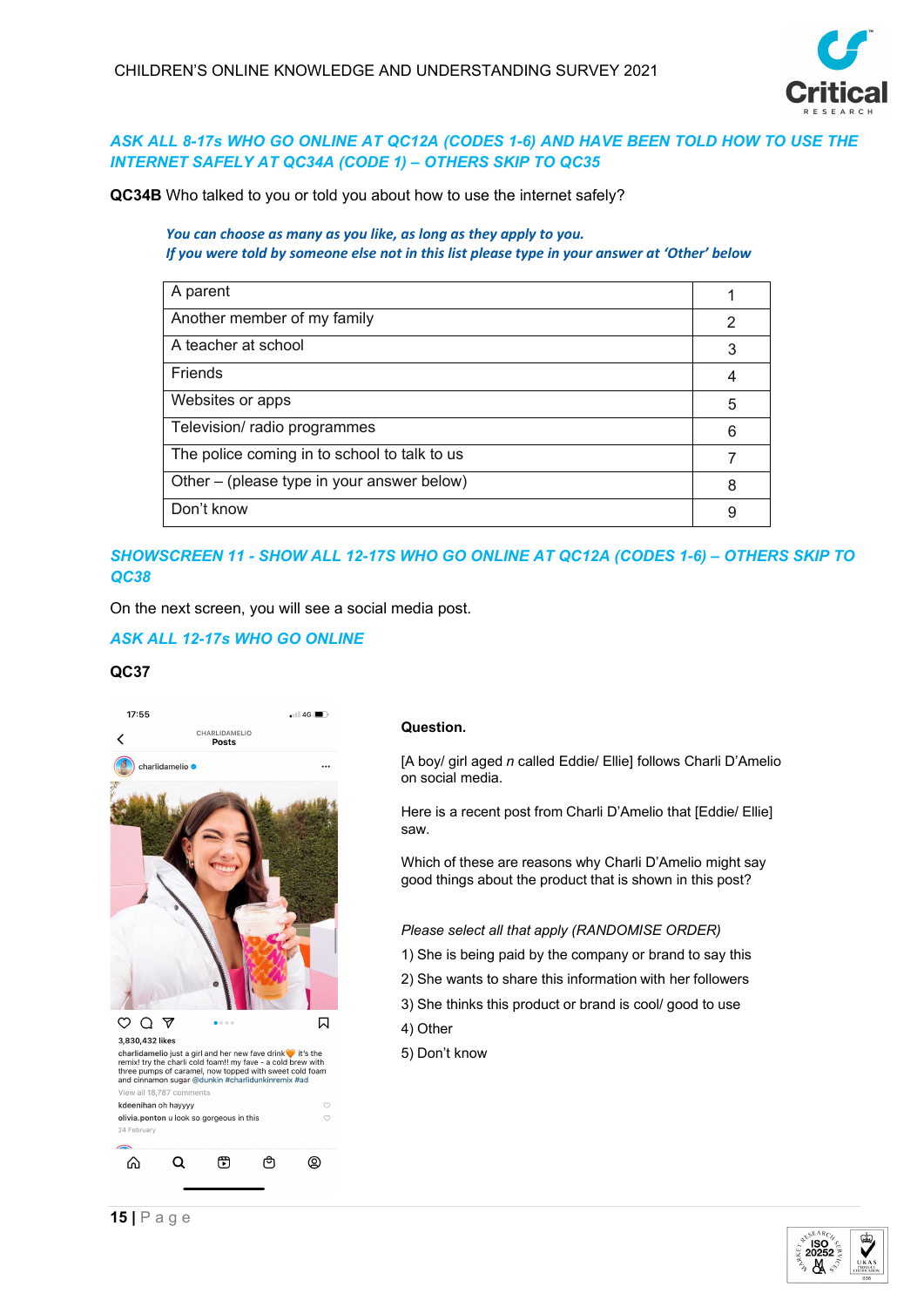*ASK ALL 8-17s WHO GO ONLINE AT QC12A (CODES 1-6) AND HAVE BEEN TOLD HOW TO USE THE INTERNET SAFELY AT QC34A (CODE 1) – OTHERS SKIP TO QC35*

**QC34B** Who talked to you or told you about how to use the internet safely?

*You can choose as many as you like, as long as they apply to you.*
*If you were told by someone else not in this list please type in your answer at 'Other' below*

| | |
|---|---|
| A parent | 1 |
| Another member of my family | 2 |
| A teacher at school | 3 |
| Friends | 4 |
| Websites or apps | 5 |
| Television/ radio programmes | 6 |
| The police coming in to school to talk to us | 7 |
| Other – (please type in your answer below) | 8 |
| Don't know | 9 |

*SHOWSCREEN 11 - SHOW ALL 12-17S WHO GO ONLINE AT QC12A (CODES 1-6) – OTHERS SKIP TO QC38*

On the next screen, you will see a social media post.

*ASK ALL 12-17s WHO GO ONLINE*

**QC37**

**Question.**

[A boy/ girl aged *n* called Eddie/ Ellie] follows Charli D'Amelio on social media.

Here is a recent post from Charli D'Amelio that [Eddie/ Ellie] saw.

Which of these are reasons why Charli D'Amelio might say good things about the product that is shown in this post?

*Please select all that apply (RANDOMISE ORDER)*

1) She is being paid by the company or brand to say this
2) She wants to share this information with her followers
3) She thinks this product or brand is cool/ good to use
4) Other
5) Don't know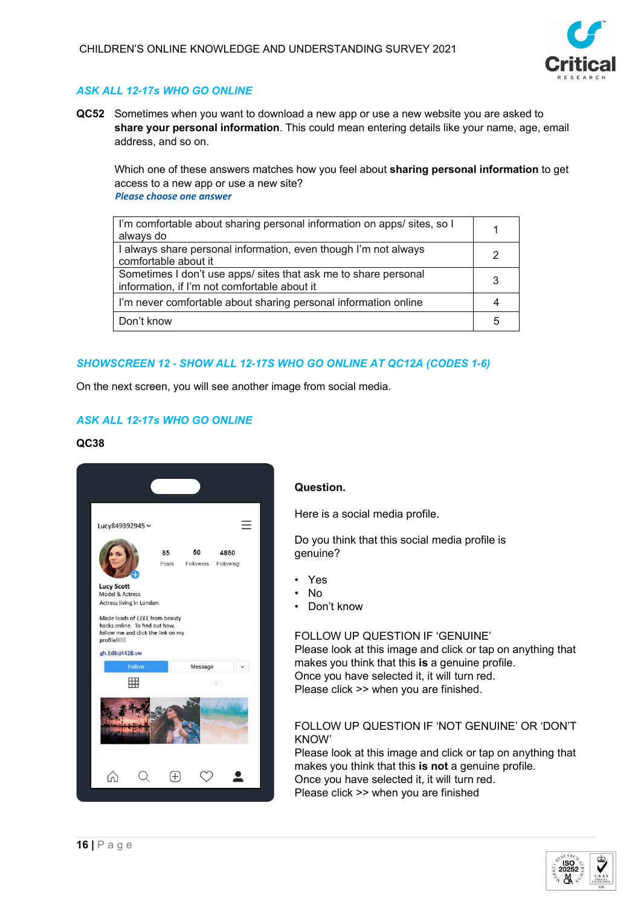*ASK ALL 12-17s WHO GO ONLINE*

**QC52** Sometimes when you want to download a new app or use a new website you are asked to **share your personal information**. This could mean entering details like your name, age, email address, and so on.

Which one of these answers matches how you feel about **sharing personal information** to get access to a new app or use a new site?
*Please choose one answer*

| | |
|---|---|
| I'm comfortable about sharing personal information on apps/ sites, so I always do | 1 |
| I always share personal information, even though I'm not always comfortable about it | 2 |
| Sometimes I don't use apps/ sites that ask me to share personal information, if I'm not comfortable about it | 3 |
| I'm never comfortable about sharing personal information online | 4 |
| Don't know | 5 |

*SHOWSCREEN 12 - SHOW ALL 12-17S WHO GO ONLINE AT QC12A (CODES 1-6)*

On the next screen, you will see another image from social media.

*ASK ALL 12-17s WHO GO ONLINE*

**QC38**

Lucy849392945
85 Posts 50 Followers 4850 Following
Lucy Scott
Model & Actress
Actress living in London.
Made loads of ££££ from beauty hacks online. To find out how, follow me and click the link on my profile!!!!!
gh.Ed8sj442B.vw
Follow Message

**Question.**

Here is a social media profile.

Do you think that this social media profile is genuine?

- Yes
- No
- Don't know

FOLLOW UP QUESTION IF 'GENUINE'
Please look at this image and click or tap on anything that makes you think that this **is** a genuine profile.
Once you have selected it, it will turn red.
Please click >> when you are finished.

FOLLOW UP QUESTION IF 'NOT GENUINE' OR 'DON'T KNOW'
Please look at this image and click or tap on anything that makes you think that this **is not** a genuine profile.
Once you have selected it, it will turn red.
Please click >> when you are finished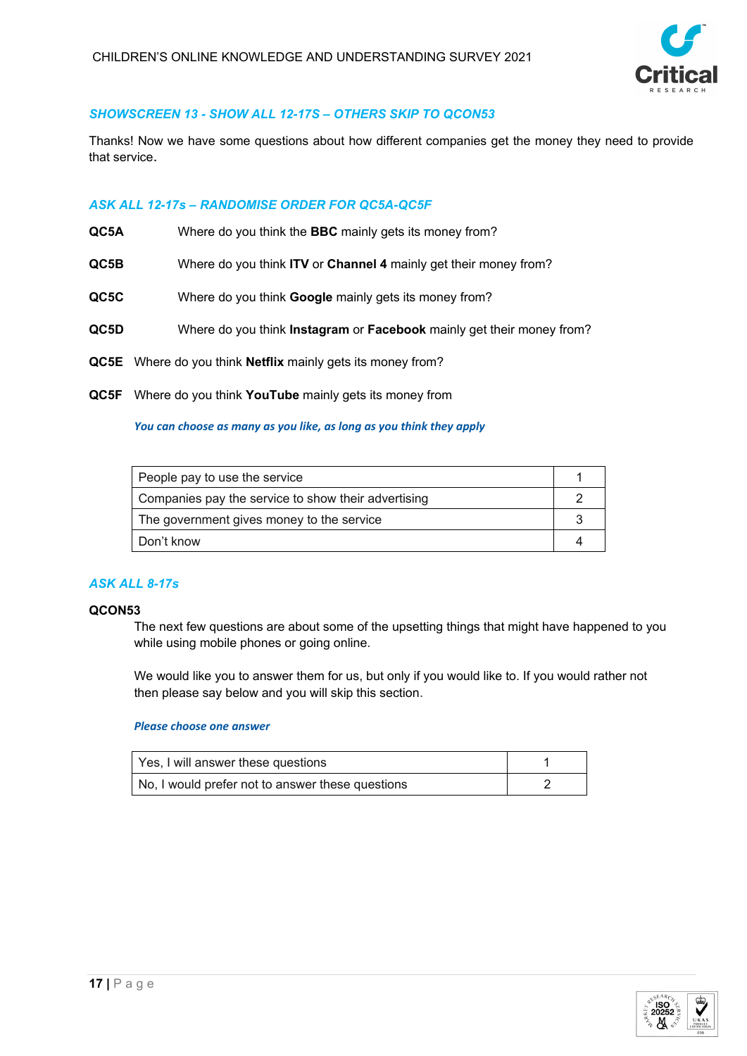### SHOWSCREEN 13 - SHOW ALL 12-17S – OTHERS SKIP TO QCON53

Thanks! Now we have some questions about how different companies get the money they need to provide that service.

### ASK ALL 12-17s – RANDOMISE ORDER FOR QC5A-QC5F

**QC5A** Where do you think the **BBC** mainly gets its money from?

**QC5B** Where do you think **ITV** or **Channel 4** mainly get their money from?

**QC5C** Where do you think **Google** mainly gets its money from?

**QC5D** Where do you think **Instagram** or **Facebook** mainly get their money from?

**QC5E** Where do you think **Netflix** mainly gets its money from?

**QC5F** Where do you think **YouTube** mainly gets its money from

*You can choose as many as you like, as long as you think they apply*

| | |
|---|---|
| People pay to use the service | 1 |
| Companies pay the service to show their advertising | 2 |
| The government gives money to the service | 3 |
| Don't know | 4 |

### ASK ALL 8-17s

**QCON53**

The next few questions are about some of the upsetting things that might have happened to you while using mobile phones or going online.

We would like you to answer them for us, but only if you would like to. If you would rather not then please say below and you will skip this section.

*Please choose one answer*

| | |
|---|---|
| Yes, I will answer these questions | 1 |
| No, I would prefer not to answer these questions | 2 |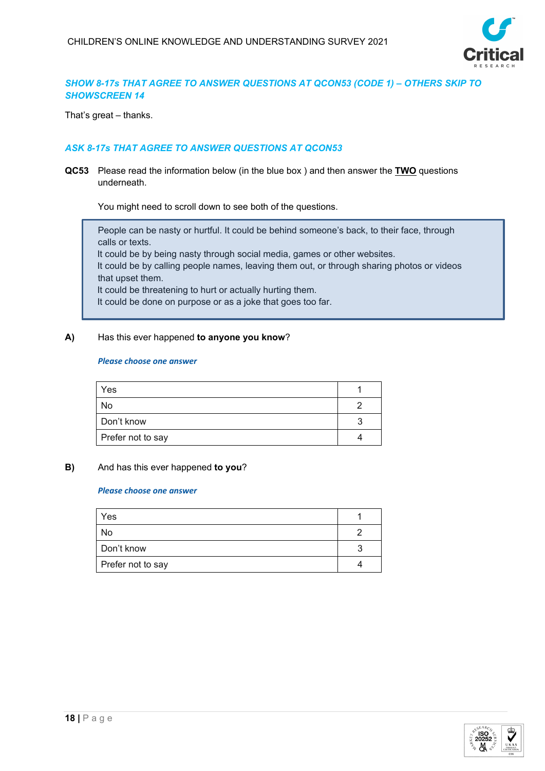*SHOW 8-17s THAT AGREE TO ANSWER QUESTIONS AT QCON53 (CODE 1) – OTHERS SKIP TO SHOWSCREEN 14*

That's great – thanks.

*ASK 8-17s THAT AGREE TO ANSWER QUESTIONS AT QCON53*

**QC53** Please read the information below (in the blue box ) and then answer the **TWO** questions underneath.

You might need to scroll down to see both of the questions.

> People can be nasty or hurtful. It could be behind someone's back, to their face, through calls or texts.
> It could be by being nasty through social media, games or other websites.
> It could be by calling people names, leaving them out, or through sharing photos or videos that upset them.
> It could be threatening to hurt or actually hurting them.
> It could be done on purpose or as a joke that goes too far.

**A)** Has this ever happened **to anyone you know**?

***Please choose one answer***

| | |
|---|---|
| Yes | 1 |
| No | 2 |
| Don't know | 3 |
| Prefer not to say | 4 |

**B)** And has this ever happened **to you**?

***Please choose one answer***

| | |
|---|---|
| Yes | 1 |
| No | 2 |
| Don't know | 3 |
| Prefer not to say | 4 |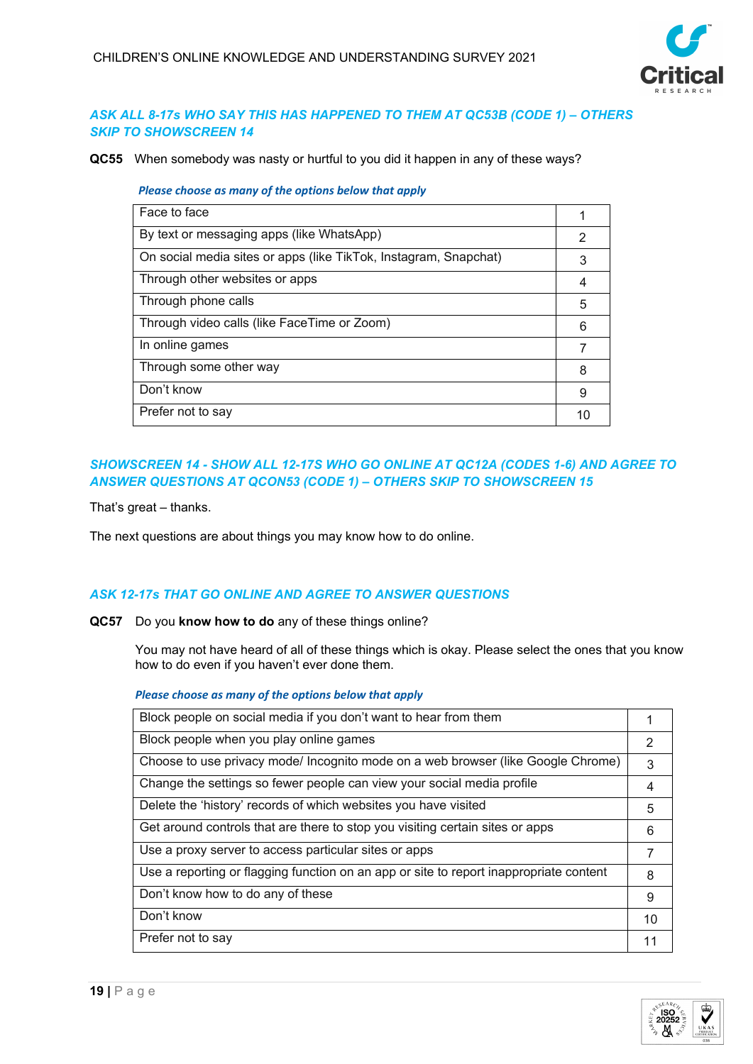***ASK ALL 8-17s WHO SAY THIS HAS HAPPENED TO THEM AT QC53B (CODE 1) – OTHERS SKIP TO SHOWSCREEN 14***

**QC55** When somebody was nasty or hurtful to you did it happen in any of these ways?

***Please choose as many of the options below that apply***

| | |
|---|---|
| Face to face | 1 |
| By text or messaging apps (like WhatsApp) | 2 |
| On social media sites or apps (like TikTok, Instagram, Snapchat) | 3 |
| Through other websites or apps | 4 |
| Through phone calls | 5 |
| Through video calls (like FaceTime or Zoom) | 6 |
| In online games | 7 |
| Through some other way | 8 |
| Don't know | 9 |
| Prefer not to say | 10 |

***SHOWSCREEN 14 - SHOW ALL 12-17S WHO GO ONLINE AT QC12A (CODES 1-6) AND AGREE TO ANSWER QUESTIONS AT QCON53 (CODE 1) – OTHERS SKIP TO SHOWSCREEN 15***

That's great – thanks.

The next questions are about things you may know how to do online.

***ASK 12-17s THAT GO ONLINE AND AGREE TO ANSWER QUESTIONS***

**QC57** Do you **know how to do** any of these things online?

You may not have heard of all of these things which is okay. Please select the ones that you know how to do even if you haven't ever done them.

***Please choose as many of the options below that apply***

| | |
|---|---|
| Block people on social media if you don't want to hear from them | 1 |
| Block people when you play online games | 2 |
| Choose to use privacy mode/ Incognito mode on a web browser (like Google Chrome) | 3 |
| Change the settings so fewer people can view your social media profile | 4 |
| Delete the 'history' records of which websites you have visited | 5 |
| Get around controls that are there to stop you visiting certain sites or apps | 6 |
| Use a proxy server to access particular sites or apps | 7 |
| Use a reporting or flagging function on an app or site to report inappropriate content | 8 |
| Don't know how to do any of these | 9 |
| Don't know | 10 |
| Prefer not to say | 11 |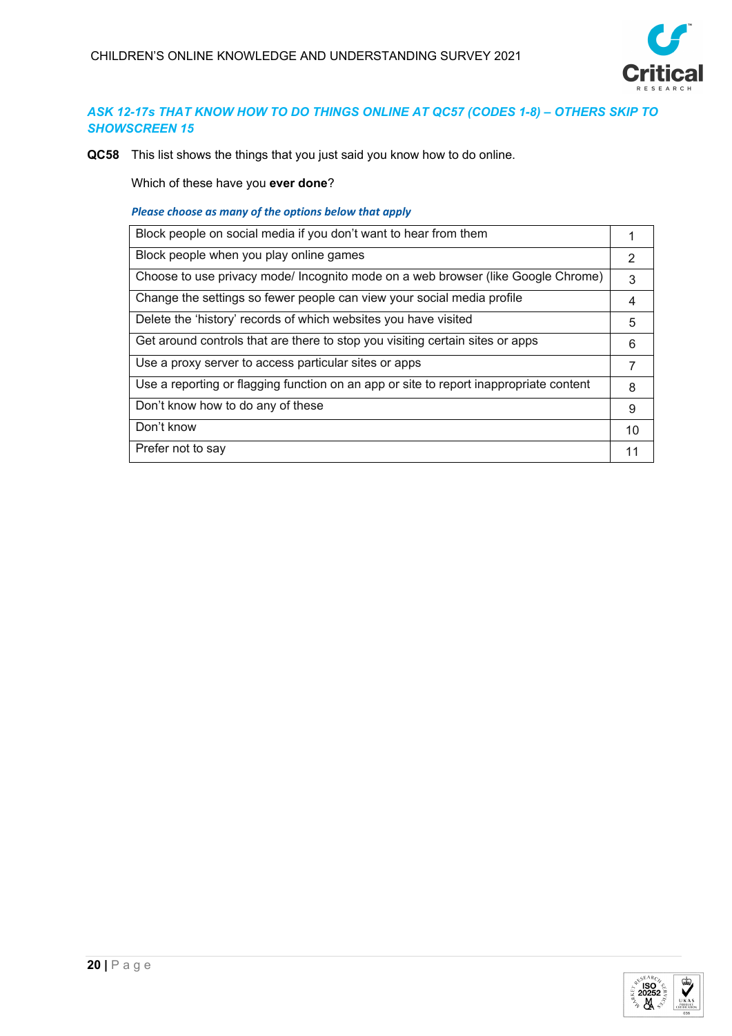*ASK 12-17s THAT KNOW HOW TO DO THINGS ONLINE AT QC57 (CODES 1-8) – OTHERS SKIP TO SHOWSCREEN 15*

**QC58** This list shows the things that you just said you know how to do online.

Which of these have you **ever done**?

***Please choose as many of the options below that apply***

| | |
|---|---|
| Block people on social media if you don't want to hear from them | 1 |
| Block people when you play online games | 2 |
| Choose to use privacy mode/ Incognito mode on a web browser (like Google Chrome) | 3 |
| Change the settings so fewer people can view your social media profile | 4 |
| Delete the 'history' records of which websites you have visited | 5 |
| Get around controls that are there to stop you visiting certain sites or apps | 6 |
| Use a proxy server to access particular sites or apps | 7 |
| Use a reporting or flagging function on an app or site to report inappropriate content | 8 |
| Don't know how to do any of these | 9 |
| Don't know | 10 |
| Prefer not to say | 11 |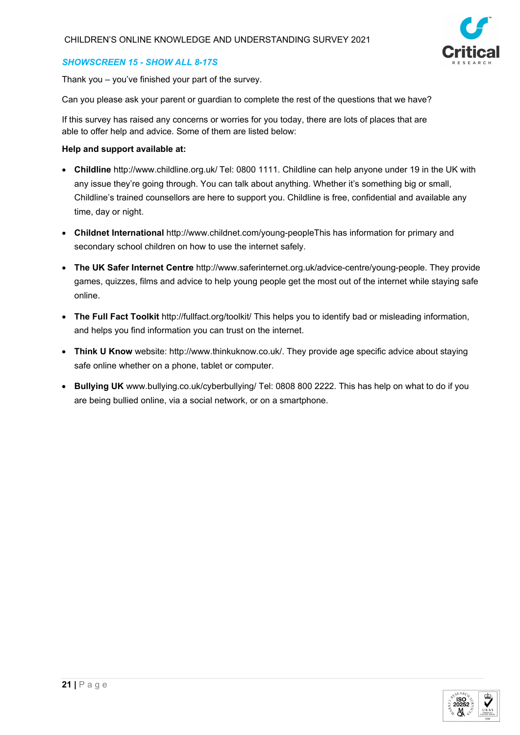### *SHOWSCREEN 15 - SHOW ALL 8-17S*

Thank you – you've finished your part of the survey.

Can you please ask your parent or guardian to complete the rest of the questions that we have?

If this survey has raised any concerns or worries for you today, there are lots of places that are able to offer help and advice. Some of them are listed below:

**Help and support available at:**

- **Childline** http://www.childline.org.uk/ Tel: 0800 1111. Childline can help anyone under 19 in the UK with any issue they're going through. You can talk about anything. Whether it's something big or small, Childline's trained counsellors are here to support you. Childline is free, confidential and available any time, day or night.
- **Childnet International** http://www.childnet.com/young-peopleThis has information for primary and secondary school children on how to use the internet safely.
- **The UK Safer Internet Centre** http://www.saferinternet.org.uk/advice-centre/young-people. They provide games, quizzes, films and advice to help young people get the most out of the internet while staying safe online.
- **The Full Fact Toolkit** http://fullfact.org/toolkit/ This helps you to identify bad or misleading information, and helps you find information you can trust on the internet.
- **Think U Know** website: http://www.thinkuknow.co.uk/. They provide age specific advice about staying safe online whether on a phone, tablet or computer.
- **Bullying UK** www.bullying.co.uk/cyberbullying/ Tel: 0808 800 2222. This has help on what to do if you are being bullied online, via a social network, or on a smartphone.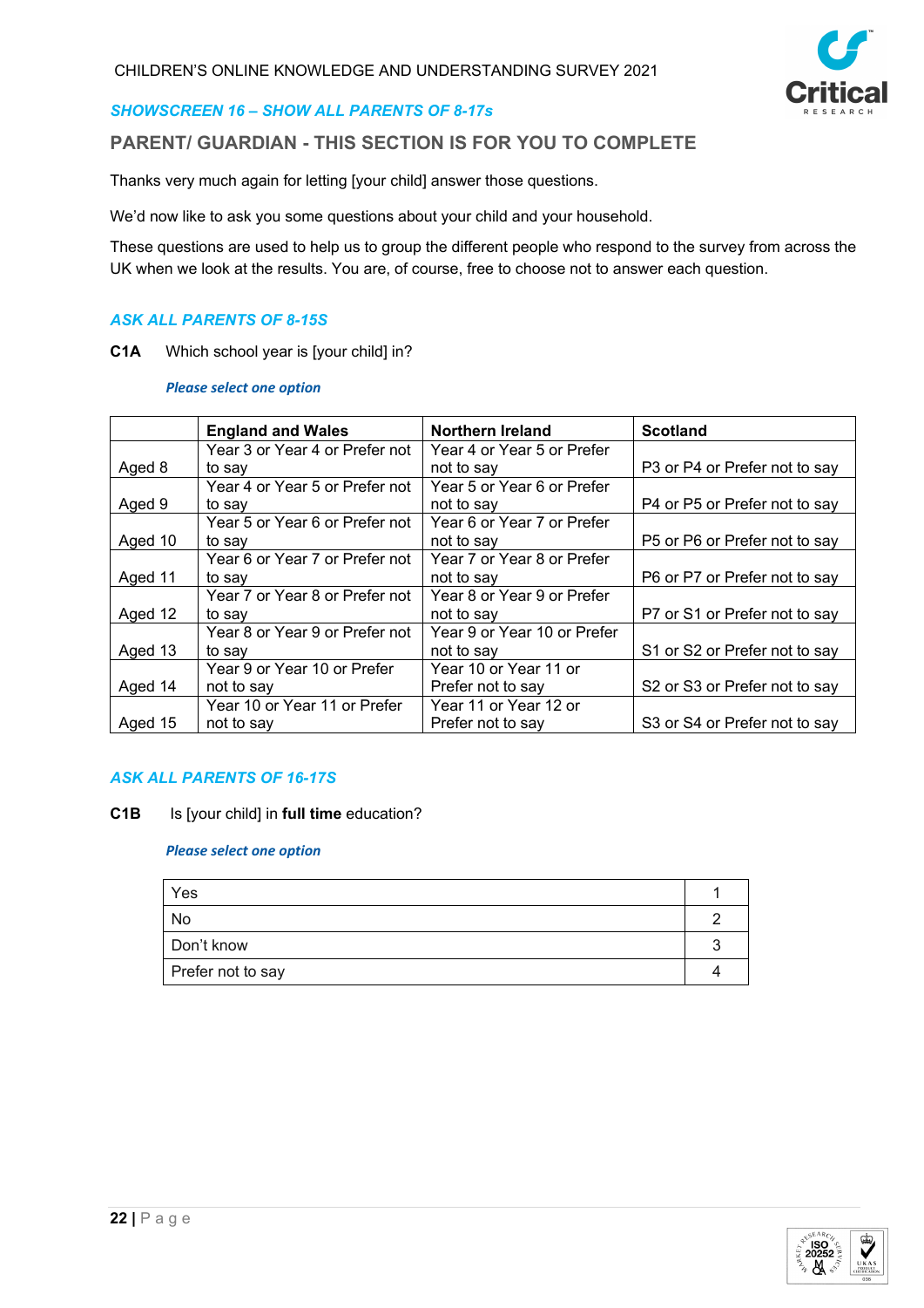*SHOWSCREEN 16 – SHOW ALL PARENTS OF 8-17s*

## PARENT/ GUARDIAN - THIS SECTION IS FOR YOU TO COMPLETE

Thanks very much again for letting [your child] answer those questions.

We'd now like to ask you some questions about your child and your household.

These questions are used to help us to group the different people who respond to the survey from across the UK when we look at the results. You are, of course, free to choose not to answer each question.

*ASK ALL PARENTS OF 8-15S*

**C1A** Which school year is [your child] in?

*Please select one option*

| | England and Wales | Northern Ireland | Scotland |
|---|---|---|---|
| Aged 8 | Year 3 or Year 4 or Prefer not to say | Year 4 or Year 5 or Prefer not to say | P3 or P4 or Prefer not to say |
| Aged 9 | Year 4 or Year 5 or Prefer not to say | Year 5 or Year 6 or Prefer not to say | P4 or P5 or Prefer not to say |
| Aged 10 | Year 5 or Year 6 or Prefer not to say | Year 6 or Year 7 or Prefer not to say | P5 or P6 or Prefer not to say |
| Aged 11 | Year 6 or Year 7 or Prefer not to say | Year 7 or Year 8 or Prefer not to say | P6 or P7 or Prefer not to say |
| Aged 12 | Year 7 or Year 8 or Prefer not to say | Year 8 or Year 9 or Prefer not to say | P7 or S1 or Prefer not to say |
| Aged 13 | Year 8 or Year 9 or Prefer not to say | Year 9 or Year 10 or Prefer not to say | S1 or S2 or Prefer not to say |
| Aged 14 | Year 9 or Year 10 or Prefer not to say | Year 10 or Year 11 or Prefer not to say | S2 or S3 or Prefer not to say |
| Aged 15 | Year 10 or Year 11 or Prefer not to say | Year 11 or Year 12 or Prefer not to say | S3 or S4 or Prefer not to say |

*ASK ALL PARENTS OF 16-17S*

**C1B** Is [your child] in **full time** education?

*Please select one option*

| | |
|---|---|
| Yes | 1 |
| No | 2 |
| Don't know | 3 |
| Prefer not to say | 4 |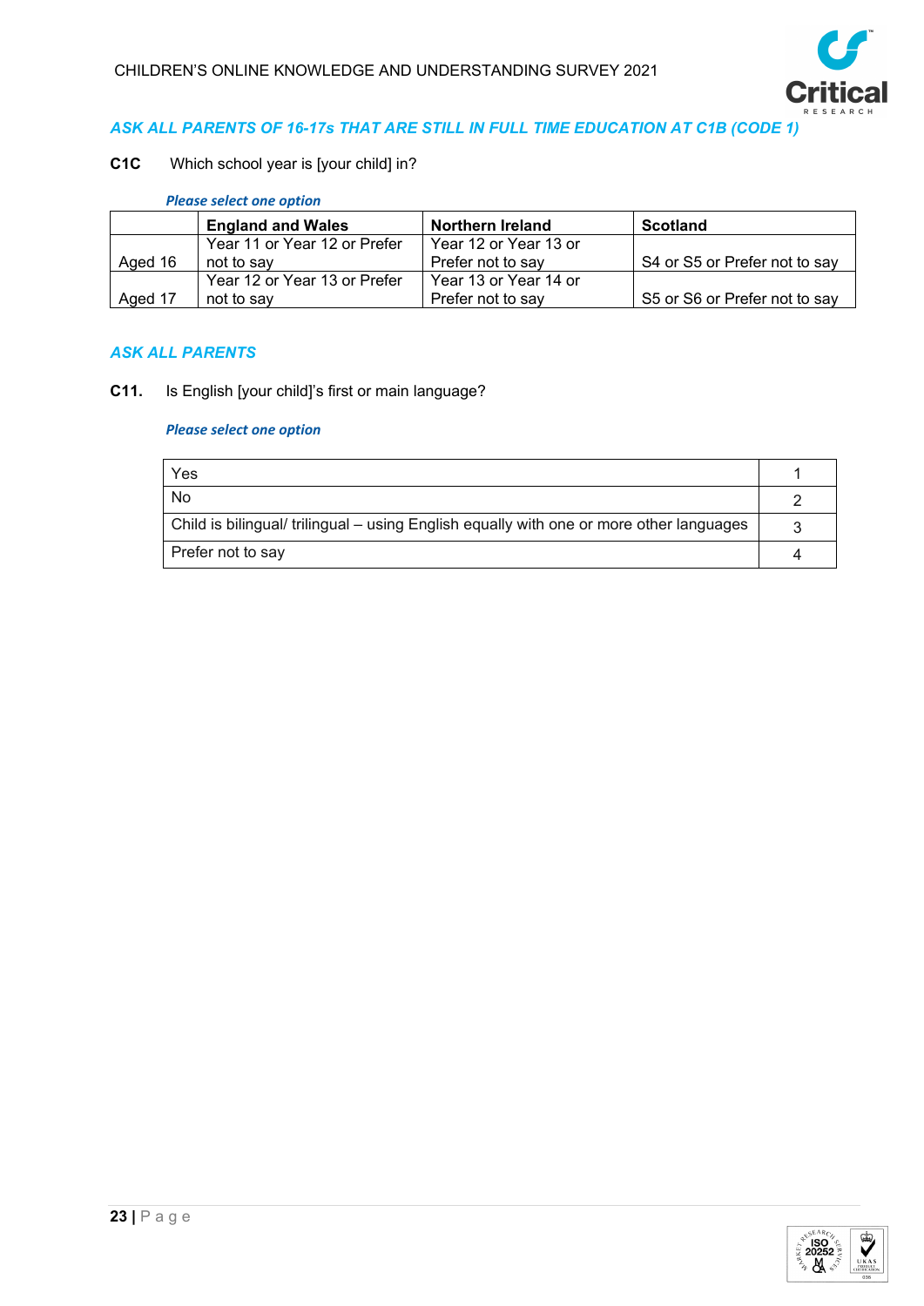*ASK ALL PARENTS OF 16-17s THAT ARE STILL IN FULL TIME EDUCATION AT C1B (CODE 1)*

**C1C** Which school year is [your child] in?

*Please select one option*

| | England and Wales | Northern Ireland | Scotland |
|---|---|---|---|
| Aged 16 | Year 11 or Year 12 or Prefer not to say | Year 12 or Year 13 or Prefer not to say | S4 or S5 or Prefer not to say |
| Aged 17 | Year 12 or Year 13 or Prefer not to say | Year 13 or Year 14 or Prefer not to say | S5 or S6 or Prefer not to say |

*ASK ALL PARENTS*

**C11.** Is English [your child]'s first or main language?

*Please select one option*

| | |
|---|---|
| Yes | 1 |
| No | 2 |
| Child is bilingual/ trilingual – using English equally with one or more other languages | 3 |
| Prefer not to say | 4 |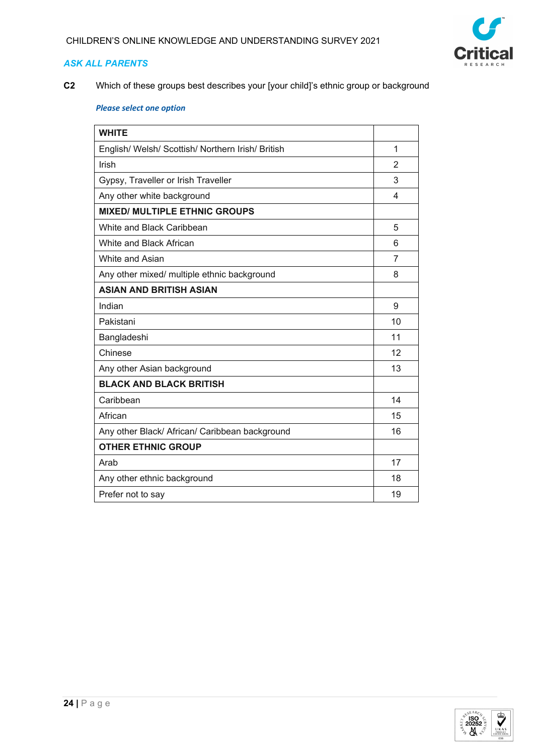*ASK ALL PARENTS*

**C2** Which of these groups best describes your [your child]'s ethnic group or background

*Please select one option*

| **WHITE** | |
|---|---|
| English/ Welsh/ Scottish/ Northern Irish/ British | 1 |
| Irish | 2 |
| Gypsy, Traveller or Irish Traveller | 3 |
| Any other white background | 4 |
| **MIXED/ MULTIPLE ETHNIC GROUPS** | |
| White and Black Caribbean | 5 |
| White and Black African | 6 |
| White and Asian | 7 |
| Any other mixed/ multiple ethnic background | 8 |
| **ASIAN AND BRITISH ASIAN** | |
| Indian | 9 |
| Pakistani | 10 |
| Bangladeshi | 11 |
| Chinese | 12 |
| Any other Asian background | 13 |
| **BLACK AND BLACK BRITISH** | |
| Caribbean | 14 |
| African | 15 |
| Any other Black/ African/ Caribbean background | 16 |
| **OTHER ETHNIC GROUP** | |
| Arab | 17 |
| Any other ethnic background | 18 |
| Prefer not to say | 19 |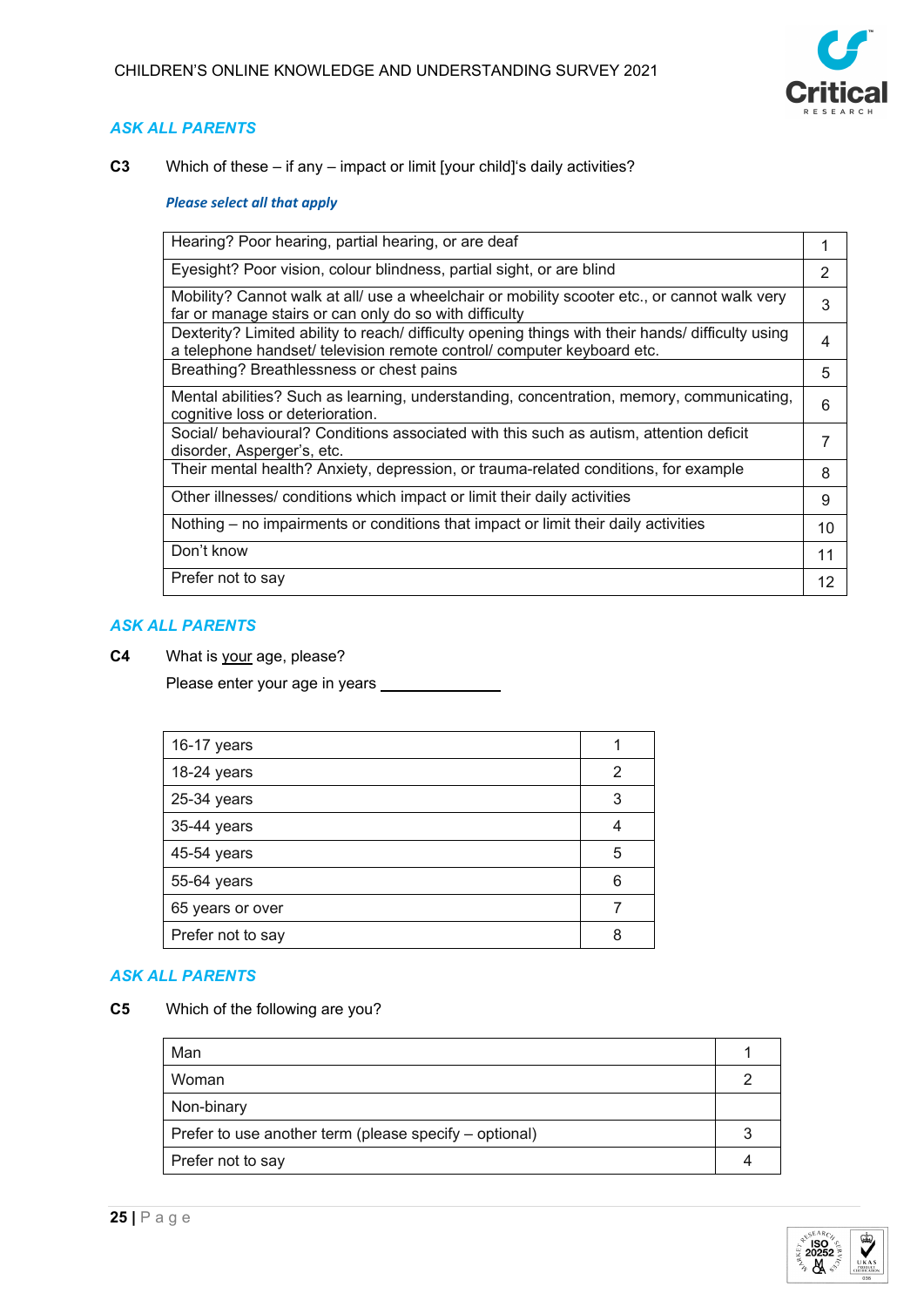*ASK ALL PARENTS*

**C3** Which of these – if any – impact or limit [your child]'s daily activities?

***Please select all that apply***

| | |
|---|---|
| Hearing? Poor hearing, partial hearing, or are deaf | 1 |
| Eyesight? Poor vision, colour blindness, partial sight, or are blind | 2 |
| Mobility? Cannot walk at all/ use a wheelchair or mobility scooter etc., or cannot walk very far or manage stairs or can only do so with difficulty | 3 |
| Dexterity? Limited ability to reach/ difficulty opening things with their hands/ difficulty using a telephone handset/ television remote control/ computer keyboard etc. | 4 |
| Breathing? Breathlessness or chest pains | 5 |
| Mental abilities? Such as learning, understanding, concentration, memory, communicating, cognitive loss or deterioration. | 6 |
| Social/ behavioural? Conditions associated with this such as autism, attention deficit disorder, Asperger's, etc. | 7 |
| Their mental health? Anxiety, depression, or trauma-related conditions, for example | 8 |
| Other illnesses/ conditions which impact or limit their daily activities | 9 |
| Nothing – no impairments or conditions that impact or limit their daily activities | 10 |
| Don't know | 11 |
| Prefer not to say | 12 |

*ASK ALL PARENTS*

**C4** What is <u>your</u> age, please?

Please enter your age in years \_\_\_\_\_\_\_\_\_\_\_\_\_\_

| | |
|---|---|
| 16-17 years | 1 |
| 18-24 years | 2 |
| 25-34 years | 3 |
| 35-44 years | 4 |
| 45-54 years | 5 |
| 55-64 years | 6 |
| 65 years or over | 7 |
| Prefer not to say | 8 |

*ASK ALL PARENTS*

**C5** Which of the following are you?

| | |
|---|---|
| Man | 1 |
| Woman | 2 |
| Non-binary | |
| Prefer to use another term (please specify – optional) | 3 |
| Prefer not to say | 4 |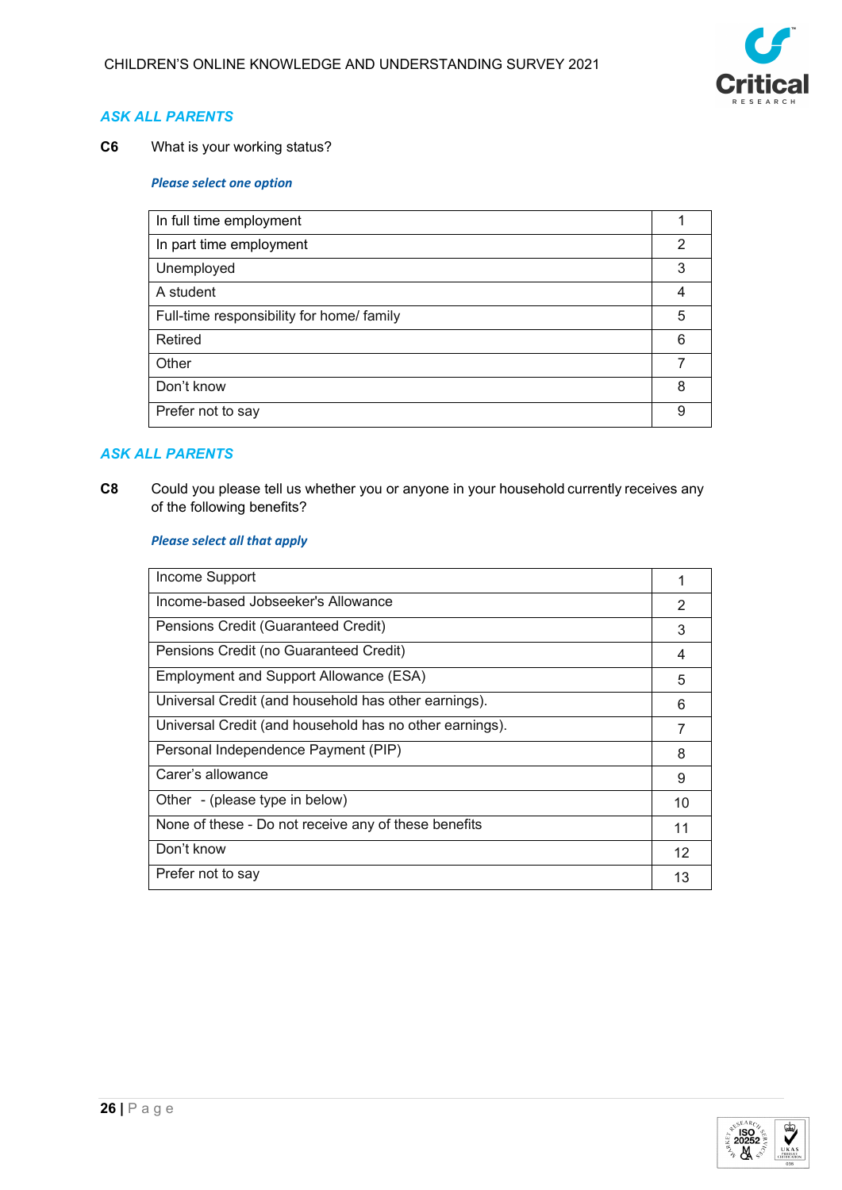*ASK ALL PARENTS*

**C6** What is your working status?

***Please select one option***

| | |
|---|---|
| In full time employment | 1 |
| In part time employment | 2 |
| Unemployed | 3 |
| A student | 4 |
| Full-time responsibility for home/ family | 5 |
| Retired | 6 |
| Other | 7 |
| Don't know | 8 |
| Prefer not to say | 9 |

*ASK ALL PARENTS*

**C8** Could you please tell us whether you or anyone in your household currently receives any of the following benefits?

***Please select all that apply***

| | |
|---|---|
| Income Support | 1 |
| Income-based Jobseeker's Allowance | 2 |
| Pensions Credit (Guaranteed Credit) | 3 |
| Pensions Credit (no Guaranteed Credit) | 4 |
| Employment and Support Allowance (ESA) | 5 |
| Universal Credit (and household has other earnings). | 6 |
| Universal Credit (and household has no other earnings). | 7 |
| Personal Independence Payment (PIP) | 8 |
| Carer's allowance | 9 |
| Other - (please type in below) | 10 |
| None of these - Do not receive any of these benefits | 11 |
| Don't know | 12 |
| Prefer not to say | 13 |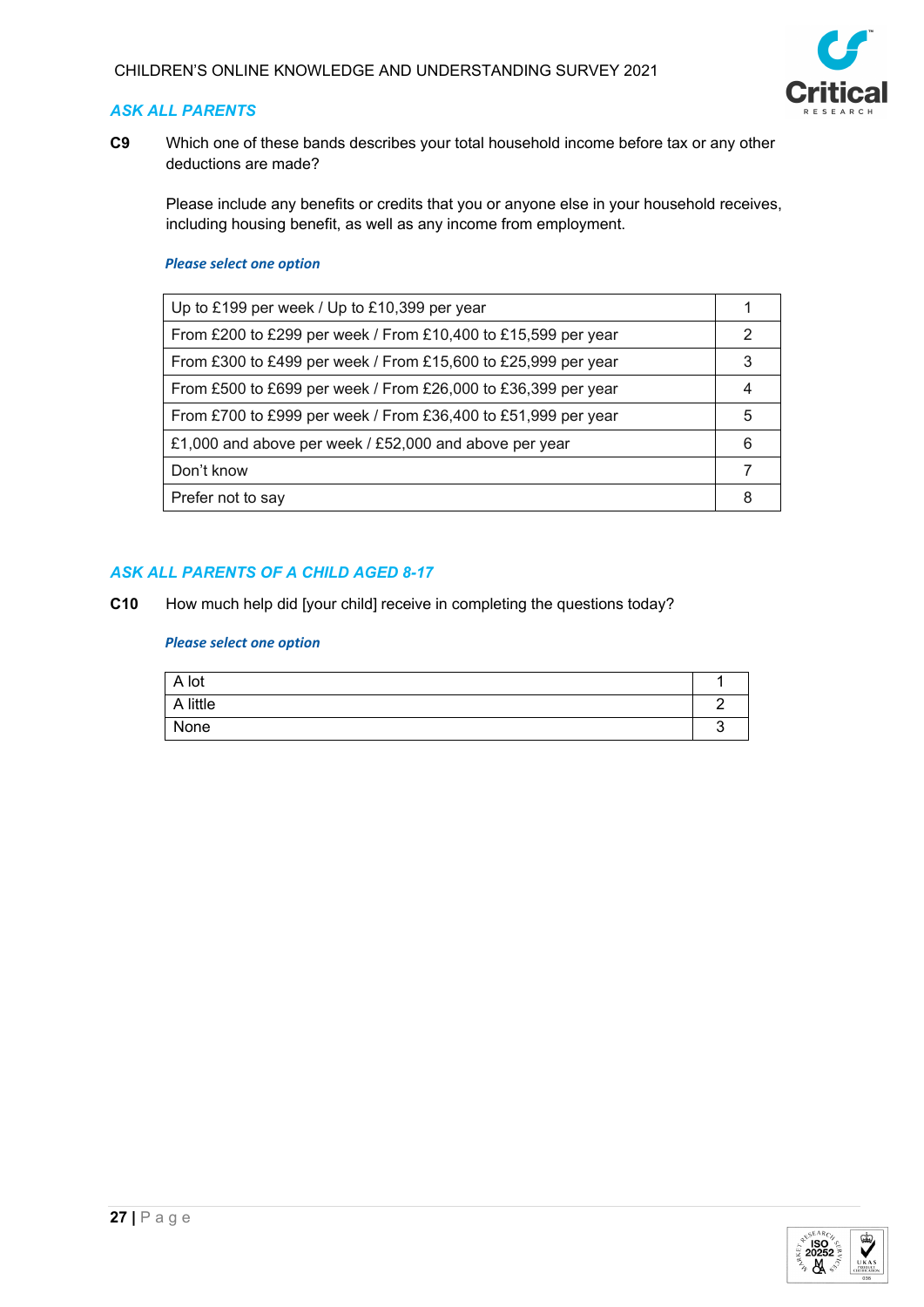*ASK ALL PARENTS*

**C9** Which one of these bands describes your total household income before tax or any other deductions are made?

Please include any benefits or credits that you or anyone else in your household receives, including housing benefit, as well as any income from employment.

***Please select one option***

| | |
|---|---|
| Up to £199 per week / Up to £10,399 per year | 1 |
| From £200 to £299 per week / From £10,400 to £15,599 per year | 2 |
| From £300 to £499 per week / From £15,600 to £25,999 per year | 3 |
| From £500 to £699 per week / From £26,000 to £36,399 per year | 4 |
| From £700 to £999 per week / From £36,400 to £51,999 per year | 5 |
| £1,000 and above per week / £52,000 and above per year | 6 |
| Don't know | 7 |
| Prefer not to say | 8 |

*ASK ALL PARENTS OF A CHILD AGED 8-17*

**C10** How much help did [your child] receive in completing the questions today?

***Please select one option***

| | |
|---|---|
| A lot | 1 |
| A little | 2 |
| None | 3 |